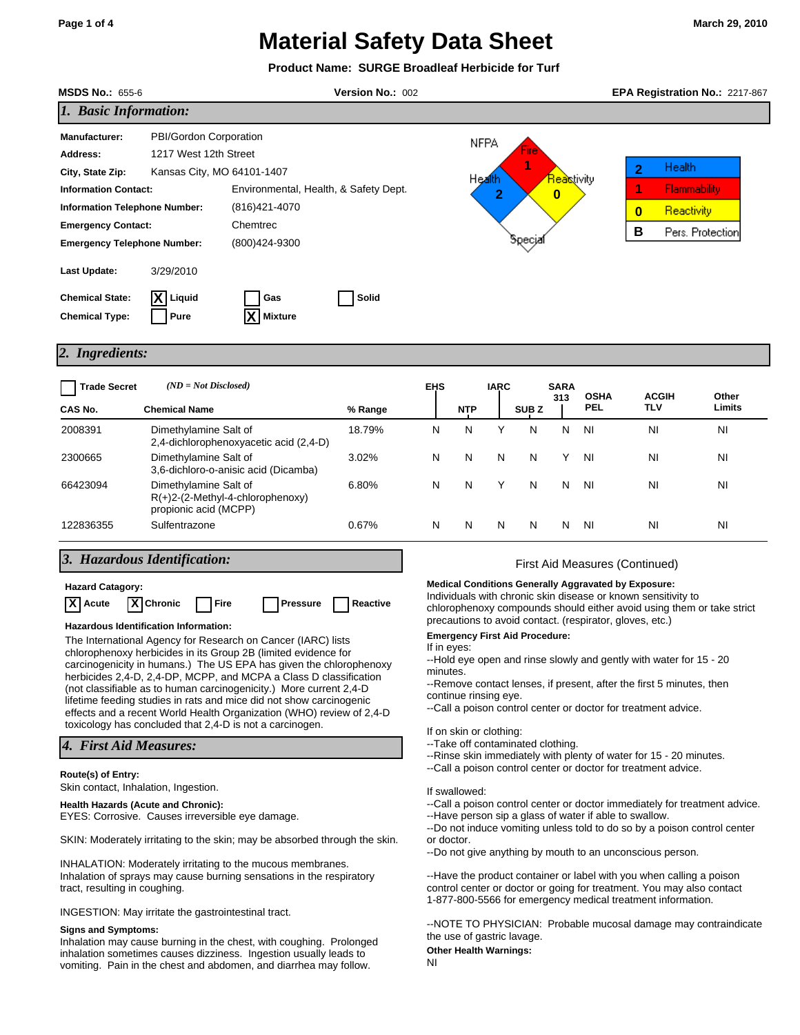# Material Safety Data Sheet

March 29, 2010

**Product Name: SURGE Broadleaf Herbicide for Turf**

**MSDS No.:** 655-6 **Version No.:** 002 **EPA Registration No.:** 2217-867

## *1. Basic Information:*

**Manufacturer:** PBI/Gordon Corporation
**Address:** 1217 West 12th Street
**City, State Zip:** Kansas City, MO 64101-1407
**Information Contact:** Environmental, Health, & Safety Dept.
**Information Telephone Number:** (816)421-4070
**Emergency Contact:** Chemtrec
**Emergency Telephone Number:** (800)424-9300

**Last Update:** 3/29/2010

**Chemical State:** [X] Liquid [ ] Gas [ ] Solid
**Chemical Type:** [ ] Pure [X] Mixture

NFPA: Fire 1, Health 2, Reactivity 0, Special

| | |
|---|---|
| 2 | Health |
| 1 | Flammability |
| 0 | Reactivity |
| B | Pers. Protection |

## *2. Ingredients:*

[ ] Trade Secret *(ND = Not Disclosed)*

| CAS No. | Chemical Name | % Range | EHS | NTP | IARC | SUB Z | SARA 313 | OSHA PEL | ACGIH TLV | Other Limits |
|---|---|---|---|---|---|---|---|---|---|---|
| 2008391 | Dimethylamine Salt of 2,4-dichlorophenoxyacetic acid (2,4-D) | 18.79% | N | N | Y | N | N | NI | NI | NI |
| 2300665 | Dimethylamine Salt of 3,6-dichloro-o-anisic acid (Dicamba) | 3.02% | N | N | N | N | Y | NI | NI | NI |
| 66423094 | Dimethylamine Salt of R(+)2-(2-Methyl-4-chlorophenoxy) propionic acid (MCPP) | 6.80% | N | N | Y | N | N | NI | NI | NI |
| 122836355 | Sulfentrazone | 0.67% | N | N | N | N | N | NI | NI | NI |

## *3. Hazardous Identification:*

**Hazard Catagory:**
[X] Acute [X] Chronic [ ] Fire [ ] Pressure [ ] Reactive

**Hazardous Identification Information:**
The International Agency for Research on Cancer (IARC) lists chlorophenoxy herbicides in its Group 2B (limited evidence for carcinogenicity in humans.) The US EPA has given the chlorophenoxy herbicides 2,4-D, 2,4-DP, MCPP, and MCPA a Class D classification (not classifiable as to human carcinogenicity.) More current 2,4-D lifetime feeding studies in rats and mice did not show carcinogenic effects and a recent World Health Organization (WHO) review of 2,4-D toxicology has concluded that 2,4-D is not a carcinogen.

## *4. First Aid Measures:*

**Route(s) of Entry:**
Skin contact, Inhalation, Ingestion.

**Health Hazards (Acute and Chronic):**
EYES: Corrosive. Causes irreversible eye damage.

SKIN: Moderately irritating to the skin; may be absorbed through the skin.

INHALATION: Moderately irritating to the mucous membranes. Inhalation of sprays may cause burning sensations in the respiratory tract, resulting in coughing.

INGESTION: May irritate the gastrointestinal tract.

**Signs and Symptoms:**
Inhalation may cause burning in the chest, with coughing. Prolonged inhalation sometimes causes dizziness. Ingestion usually leads to vomiting. Pain in the chest and abdomen, and diarrhea may follow.

### First Aid Measures (Continued)

**Medical Conditions Generally Aggravated by Exposure:**
Individuals with chronic skin disease or known sensitivity to chlorophenoxy compounds should either avoid using them or take strict precautions to avoid contact. (respirator, gloves, etc.)

**Emergency First Aid Procedure:**
If in eyes:
--Hold eye open and rinse slowly and gently with water for 15 - 20 minutes.
--Remove contact lenses, if present, after the first 5 minutes, then continue rinsing eye.
--Call a poison control center or doctor for treatment advice.

If on skin or clothing:
--Take off contaminated clothing.
--Rinse skin immediately with plenty of water for 15 - 20 minutes.
--Call a poison control center or doctor for treatment advice.

If swallowed:
--Call a poison control center or doctor immediately for treatment advice.
--Have person sip a glass of water if able to swallow.
--Do not induce vomiting unless told to do so by a poison control center or doctor.
--Do not give anything by mouth to an unconscious person.

--Have the product container or label with you when calling a poison control center or doctor or going for treatment. You may also contact 1-877-800-5566 for emergency medical treatment information.

--NOTE TO PHYSICIAN: Probable mucosal damage may contraindicate the use of gastric lavage.

**Other Health Warnings:**
NI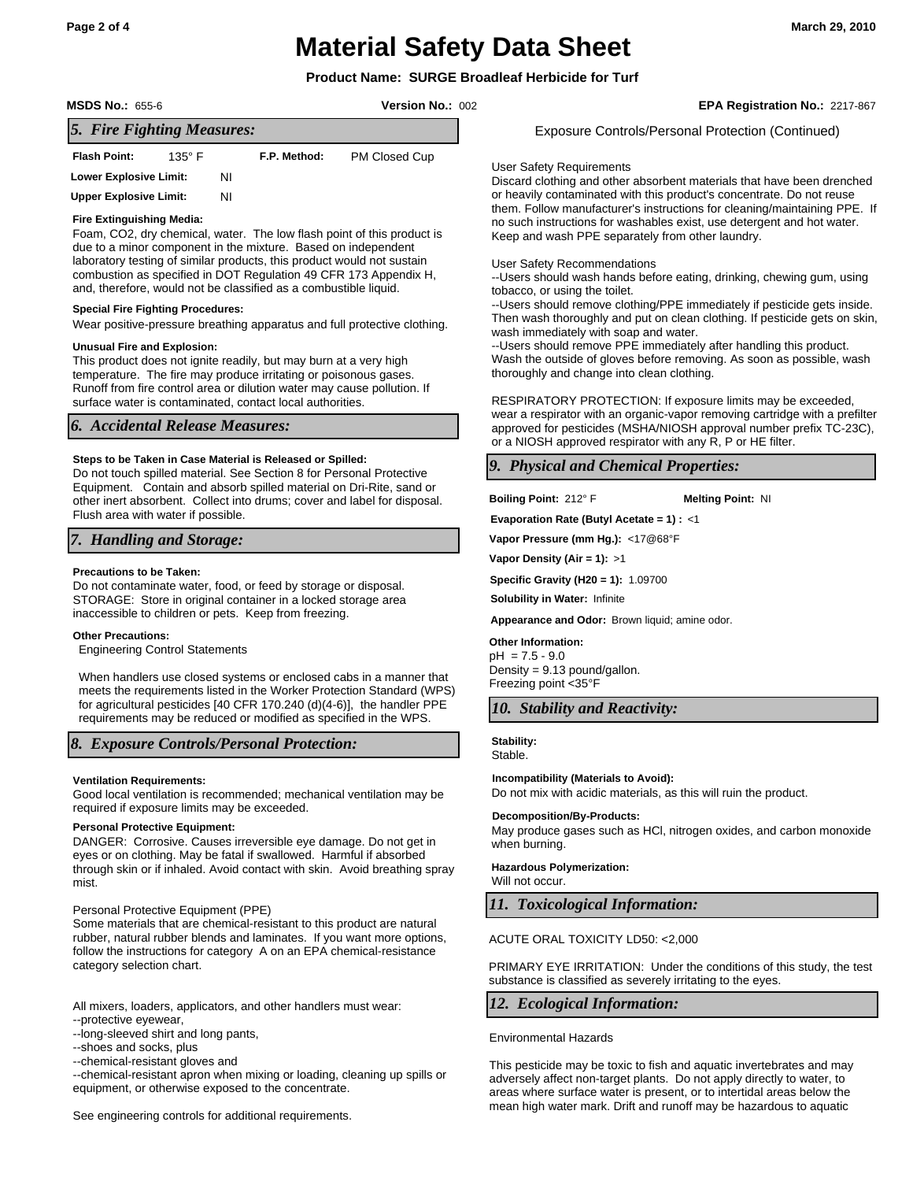# Material Safety Data Sheet

**Product Name: SURGE Broadleaf Herbicide for Turf**

**MSDS No.:** 655-6 **Version No.:** 002 **EPA Registration No.:** 2217-867

## *5. Fire Fighting Measures:*

**Flash Point:** 135° F **F.P. Method:** PM Closed Cup

**Lower Explosive Limit:** NI

**Upper Explosive Limit:** NI

**Fire Extinguishing Media:**
Foam, $CO_2$, dry chemical, water. The low flash point of this product is due to a minor component in the mixture. Based on independent laboratory testing of similar products, this product would not sustain combustion as specified in DOT Regulation 49 CFR 173 Appendix H, and, therefore, would not be classified as a combustible liquid.

**Special Fire Fighting Procedures:**
Wear positive-pressure breathing apparatus and full protective clothing.

**Unusual Fire and Explosion:**
This product does not ignite readily, but may burn at a very high temperature. The fire may produce irritating or poisonous gases. Runoff from fire control area or dilution water may cause pollution. If surface water is contaminated, contact local authorities.

## *6. Accidental Release Measures:*

**Steps to be Taken in Case Material is Released or Spilled:**
Do not touch spilled material. See Section 8 for Personal Protective Equipment. Contain and absorb spilled material on Dri-Rite, sand or other inert absorbent. Collect into drums; cover and label for disposal. Flush area with water if possible.

## *7. Handling and Storage:*

**Precautions to be Taken:**
Do not contaminate water, food, or feed by storage or disposal.
STORAGE: Store in original container in a locked storage area inaccessible to children or pets. Keep from freezing.

**Other Precautions:**
Engineering Control Statements

When handlers use closed systems or enclosed cabs in a manner that meets the requirements listed in the Worker Protection Standard (WPS) for agricultural pesticides [40 CFR 170.240 (d)(4-6)], the handler PPE requirements may be reduced or modified as specified in the WPS.

## *8. Exposure Controls/Personal Protection:*

**Ventilation Requirements:**
Good local ventilation is recommended; mechanical ventilation may be required if exposure limits may be exceeded.

**Personal Protective Equipment:**
DANGER: Corrosive. Causes irreversible eye damage. Do not get in eyes or on clothing. May be fatal if swallowed. Harmful if absorbed through skin or if inhaled. Avoid contact with skin. Avoid breathing spray mist.

Personal Protective Equipment (PPE)
Some materials that are chemical-resistant to this product are natural rubber, natural rubber blends and laminates. If you want more options, follow the instructions for category A on an EPA chemical-resistance category selection chart.

All mixers, loaders, applicators, and other handlers must wear:
--protective eyewear,
--long-sleeved shirt and long pants,
--shoes and socks, plus
--chemical-resistant gloves and
--chemical-resistant apron when mixing or loading, cleaning up spills or equipment, or otherwise exposed to the concentrate.

See engineering controls for additional requirements.

Exposure Controls/Personal Protection (Continued)

User Safety Requirements
Discard clothing and other absorbent materials that have been drenched or heavily contaminated with this product's concentrate. Do not reuse them. Follow manufacturer's instructions for cleaning/maintaining PPE. If no such instructions for washables exist, use detergent and hot water. Keep and wash PPE separately from other laundry.

User Safety Recommendations
--Users should wash hands before eating, drinking, chewing gum, using tobacco, or using the toilet.
--Users should remove clothing/PPE immediately if pesticide gets inside. Then wash thoroughly and put on clean clothing. If pesticide gets on skin, wash immediately with soap and water.
--Users should remove PPE immediately after handling this product. Wash the outside of gloves before removing. As soon as possible, wash thoroughly and change into clean clothing.

RESPIRATORY PROTECTION: If exposure limits may be exceeded, wear a respirator with an organic-vapor removing cartridge with a prefilter approved for pesticides (MSHA/NIOSH approval number prefix TC-23C), or a NIOSH approved respirator with any R, P or HE filter.

## *9. Physical and Chemical Properties:*

**Boiling Point:** 212° F **Melting Point:** NI

**Evaporation Rate (Butyl Acetate = 1) :** <1

**Vapor Pressure (mm Hg.):** <17@68°F

**Vapor Density (Air = 1):** >1

**Specific Gravity (H20 = 1):** 1.09700

**Solubility in Water:** Infinite

**Appearance and Odor:** Brown liquid; amine odor.

**Other Information:**
pH = 7.5 - 9.0
Density = 9.13 pound/gallon.
Freezing point <35°F

## *10. Stability and Reactivity:*

**Stability:**
Stable.

**Incompatibility (Materials to Avoid):**
Do not mix with acidic materials, as this will ruin the product.

**Decomposition/By-Products:**
May produce gases such as HCl, nitrogen oxides, and carbon monoxide when burning.

**Hazardous Polymerization:**
Will not occur.

## *11. Toxicological Information:*

ACUTE ORAL TOXICITY LD50: <2,000

PRIMARY EYE IRRITATION: Under the conditions of this study, the test substance is classified as severely irritating to the eyes.

## *12. Ecological Information:*

Environmental Hazards

This pesticide may be toxic to fish and aquatic invertebrates and may adversely affect non-target plants. Do not apply directly to water, to areas where surface water is present, or to intertidal areas below the mean high water mark. Drift and runoff may be hazardous to aquatic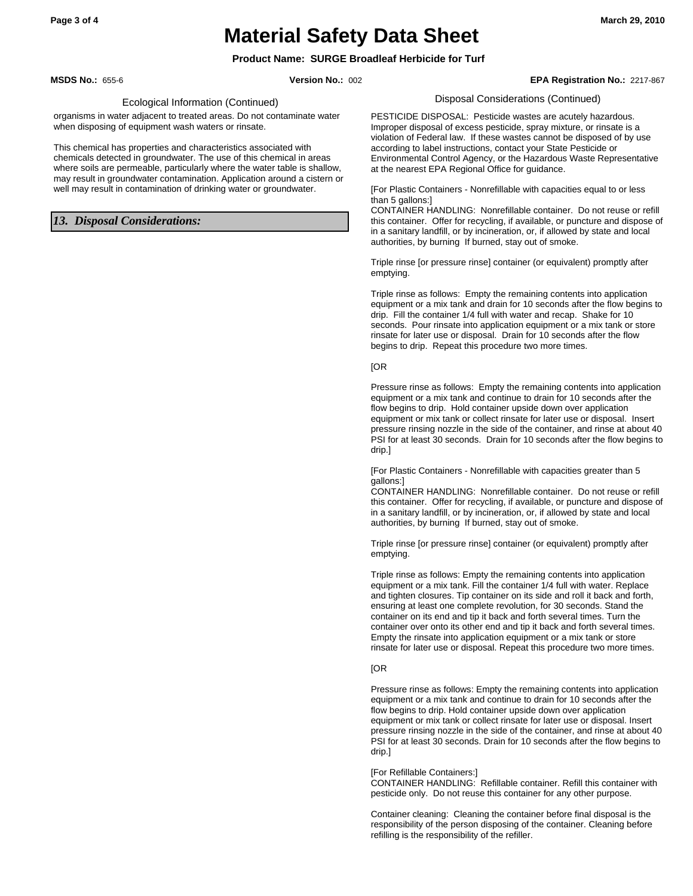Ecological Information (Continued)

organisms in water adjacent to treated areas. Do not contaminate water when disposing of equipment wash waters or rinsate.

This chemical has properties and characteristics associated with chemicals detected in groundwater. The use of this chemical in areas where soils are permeable, particularly where the water table is shallow, may result in groundwater contamination. Application around a cistern or well may result in contamination of drinking water or groundwater.

## *13. Disposal Considerations:*

Disposal Considerations (Continued)

PESTICIDE DISPOSAL: Pesticide wastes are acutely hazardous. Improper disposal of excess pesticide, spray mixture, or rinsate is a violation of Federal law. If these wastes cannot be disposed of by use according to label instructions, contact your State Pesticide or Environmental Control Agency, or the Hazardous Waste Representative at the nearest EPA Regional Office for guidance.

[For Plastic Containers - Nonrefillable with capacities equal to or less than 5 gallons:]
CONTAINER HANDLING: Nonrefillable container. Do not reuse or refill this container. Offer for recycling, if available, or puncture and dispose of in a sanitary landfill, or by incineration, or, if allowed by state and local authorities, by burning If burned, stay out of smoke.

Triple rinse [or pressure rinse] container (or equivalent) promptly after emptying.

Triple rinse as follows: Empty the remaining contents into application equipment or a mix tank and drain for 10 seconds after the flow begins to drip. Fill the container 1/4 full with water and recap. Shake for 10 seconds. Pour rinsate into application equipment or a mix tank or store rinsate for later use or disposal. Drain for 10 seconds after the flow begins to drip. Repeat this procedure two more times.

[OR

Pressure rinse as follows: Empty the remaining contents into application equipment or a mix tank and continue to drain for 10 seconds after the flow begins to drip. Hold container upside down over application equipment or mix tank or collect rinsate for later use or disposal. Insert pressure rinsing nozzle in the side of the container, and rinse at about 40 PSI for at least 30 seconds. Drain for 10 seconds after the flow begins to drip.]

[For Plastic Containers - Nonrefillable with capacities greater than 5 gallons:]
CONTAINER HANDLING: Nonrefillable container. Do not reuse or refill this container. Offer for recycling, if available, or puncture and dispose of in a sanitary landfill, or by incineration, or, if allowed by state and local authorities, by burning If burned, stay out of smoke.

Triple rinse [or pressure rinse] container (or equivalent) promptly after emptying.

Triple rinse as follows: Empty the remaining contents into application equipment or a mix tank. Fill the container 1/4 full with water. Replace and tighten closures. Tip container on its side and roll it back and forth, ensuring at least one complete revolution, for 30 seconds. Stand the container on its end and tip it back and forth several times. Turn the container over onto its other end and tip it back and forth several times. Empty the rinsate into application equipment or a mix tank or store rinsate for later use or disposal. Repeat this procedure two more times.

[OR

Pressure rinse as follows: Empty the remaining contents into application equipment or a mix tank and continue to drain for 10 seconds after the flow begins to drip. Hold container upside down over application equipment or mix tank or collect rinsate for later use or disposal. Insert pressure rinsing nozzle in the side of the container, and rinse at about 40 PSI for at least 30 seconds. Drain for 10 seconds after the flow begins to drip.]

[For Refillable Containers:]
CONTAINER HANDLING: Refillable container. Refill this container with pesticide only. Do not reuse this container for any other purpose.

Container cleaning: Cleaning the container before final disposal is the responsibility of the person disposing of the container. Cleaning before refilling is the responsibility of the refiller.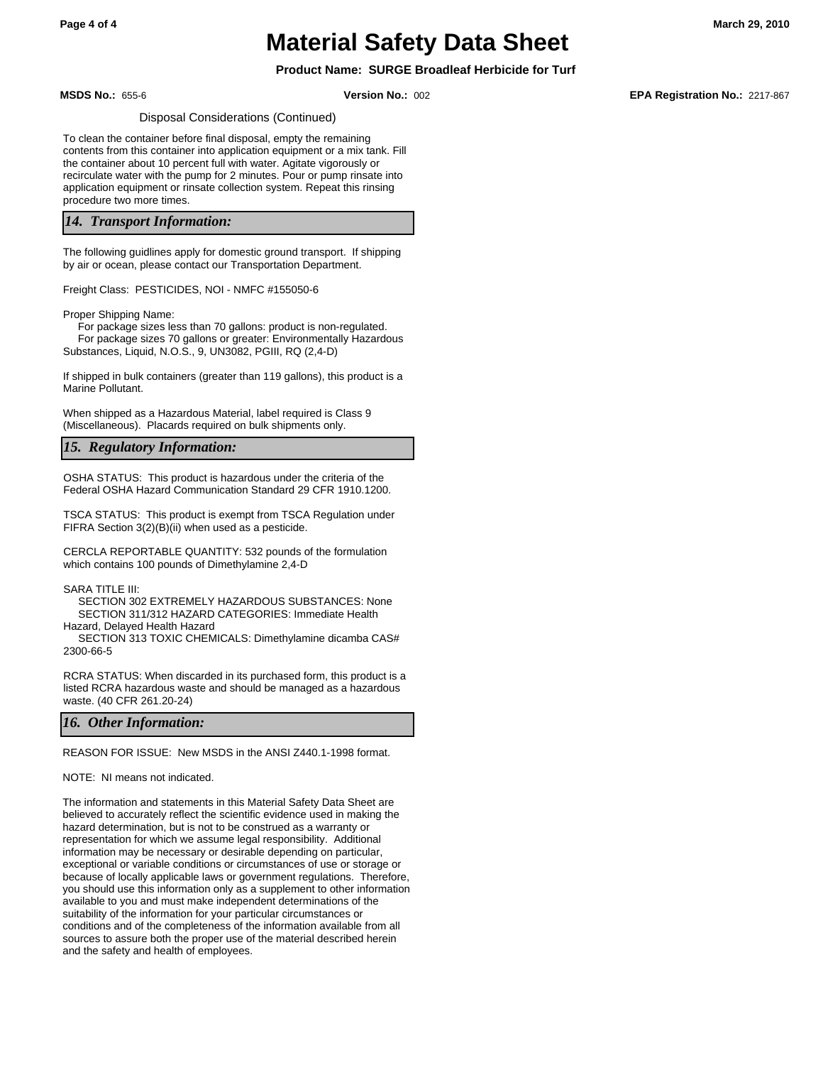# Material Safety Data Sheet

**Product Name: SURGE Broadleaf Herbicide for Turf**

**MSDS No.:** 655-6 **Version No.:** 002 **EPA Registration No.:** 2217-867

Disposal Considerations (Continued)

To clean the container before final disposal, empty the remaining contents from this container into application equipment or a mix tank. Fill the container about 10 percent full with water. Agitate vigorously or recirculate water with the pump for 2 minutes. Pour or pump rinsate into application equipment or rinsate collection system. Repeat this rinsing procedure two more times.

## *14. Transport Information:*

The following guidlines apply for domestic ground transport. If shipping by air or ocean, please contact our Transportation Department.

Freight Class: PESTICIDES, NOI - NMFC #155050-6

Proper Shipping Name:
For package sizes less than 70 gallons: product is non-regulated.
For package sizes 70 gallons or greater: Environmentally Hazardous Substances, Liquid, N.O.S., 9, UN3082, PGIII, RQ (2,4-D)

If shipped in bulk containers (greater than 119 gallons), this product is a Marine Pollutant.

When shipped as a Hazardous Material, label required is Class 9 (Miscellaneous). Placards required on bulk shipments only.

## *15. Regulatory Information:*

OSHA STATUS: This product is hazardous under the criteria of the Federal OSHA Hazard Communication Standard 29 CFR 1910.1200.

TSCA STATUS: This product is exempt from TSCA Regulation under FIFRA Section 3(2)(B)(ii) when used as a pesticide.

CERCLA REPORTABLE QUANTITY: 532 pounds of the formulation which contains 100 pounds of Dimethylamine 2,4-D

SARA TITLE III:
SECTION 302 EXTREMELY HAZARDOUS SUBSTANCES: None
SECTION 311/312 HAZARD CATEGORIES: Immediate Health Hazard, Delayed Health Hazard
SECTION 313 TOXIC CHEMICALS: Dimethylamine dicamba CAS# 2300-66-5

RCRA STATUS: When discarded in its purchased form, this product is a listed RCRA hazardous waste and should be managed as a hazardous waste. (40 CFR 261.20-24)

## *16. Other Information:*

REASON FOR ISSUE: New MSDS in the ANSI Z440.1-1998 format.

NOTE: NI means not indicated.

The information and statements in this Material Safety Data Sheet are believed to accurately reflect the scientific evidence used in making the hazard determination, but is not to be construed as a warranty or representation for which we assume legal responsibility. Additional information may be necessary or desirable depending on particular, exceptional or variable conditions or circumstances of use or storage or because of locally applicable laws or government regulations. Therefore, you should use this information only as a supplement to other information available to you and must make independent determinations of the suitability of the information for your particular circumstances or conditions and of the completeness of the information available from all sources to assure both the proper use of the material described herein and the safety and health of employees.